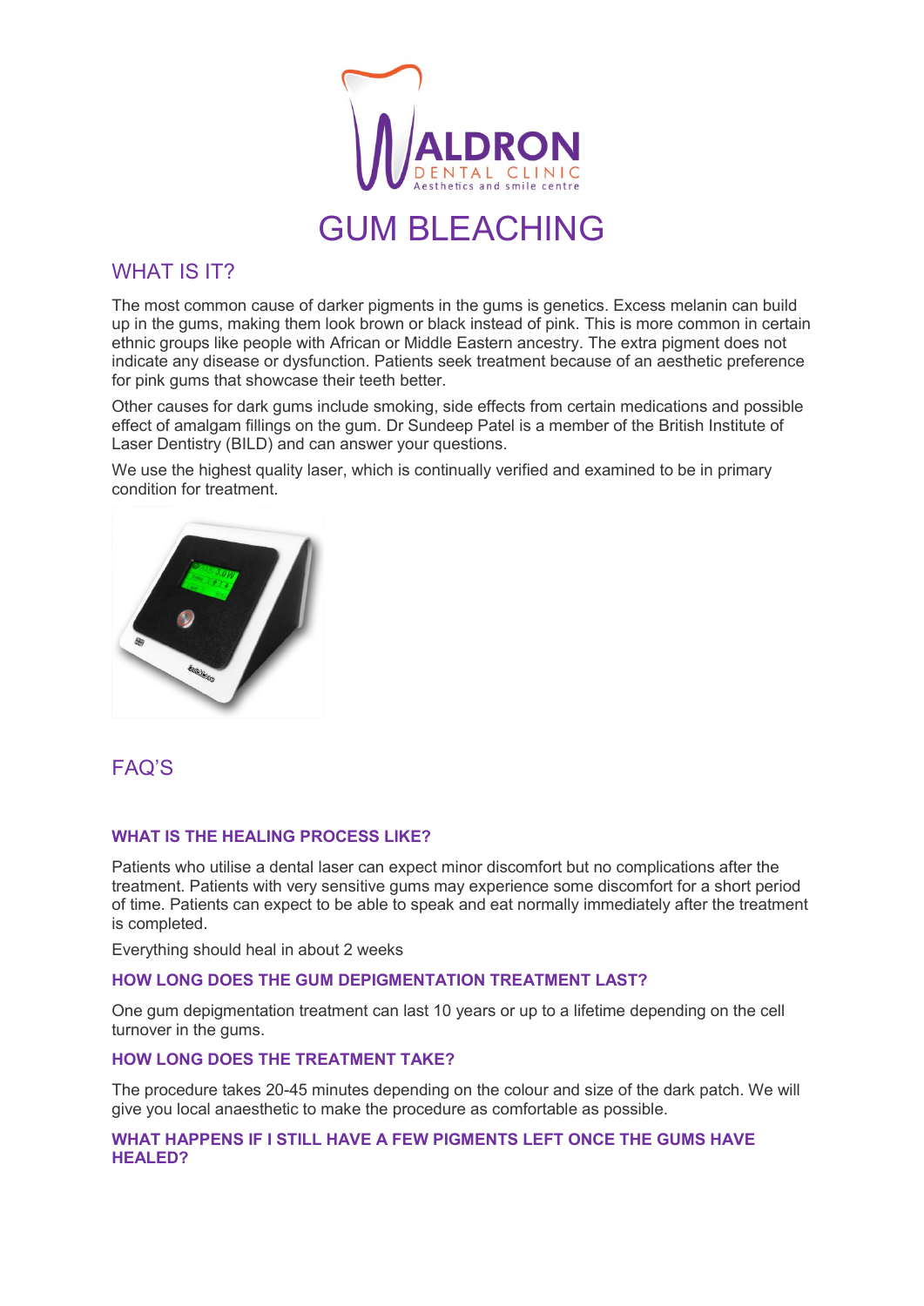# GUM BLEACHING

## WHAT IS IT?

The most common cause of darker pigments in the gums is genetics. Excess melanin can build up in the gums, making them look brown or black instead of pink. This is more common in certain ethnic groups like people with African or Middle Eastern ancestry. The extra pigment does not indicate any disease or dysfunction. Patients seek treatment because of an aesthetic preference for pink gums that showcase their teeth better.

Other causes for dark gums include smoking, side effects from certain medications and possible effect of amalgam fillings on the gum. Dr Sundeep Patel is a member of the British Institute of Laser Dentistry (BILD) and can answer your questions.

We use the highest quality laser, which is continually verified and examined to be in primary condition for treatment.

## FAQ'S

### WHAT IS THE HEALING PROCESS LIKE?

Patients who utilise a dental laser can expect minor discomfort but no complications after the treatment. Patients with very sensitive gums may experience some discomfort for a short period of time. Patients can expect to be able to speak and eat normally immediately after the treatment is completed.

Everything should heal in about 2 weeks

### HOW LONG DOES THE GUM DEPIGMENTATION TREATMENT LAST?

One gum depigmentation treatment can last 10 years or up to a lifetime depending on the cell turnover in the gums.

### HOW LONG DOES THE TREATMENT TAKE?

The procedure takes 20-45 minutes depending on the colour and size of the dark patch. We will give you local anaesthetic to make the procedure as comfortable as possible.

### WHAT HAPPENS IF I STILL HAVE A FEW PIGMENTS LEFT ONCE THE GUMS HAVE HEALED?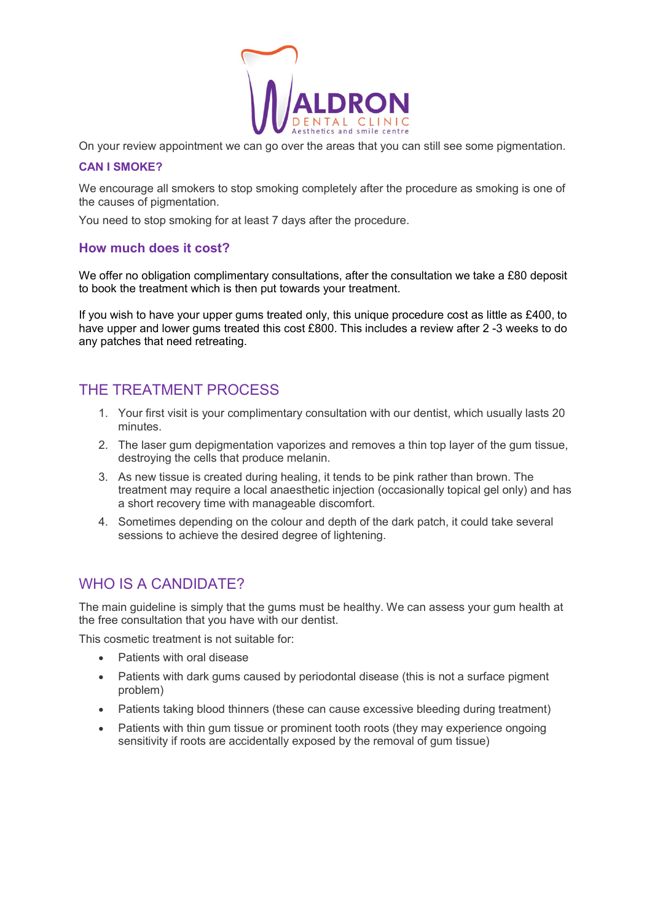On your review appointment we can go over the areas that you can still see some pigmentation.

### CAN I SMOKE?

We encourage all smokers to stop smoking completely after the procedure as smoking is one of the causes of pigmentation.

You need to stop smoking for at least 7 days after the procedure.

### How much does it cost?

We offer no obligation complimentary consultations, after the consultation we take a £80 deposit to book the treatment which is then put towards your treatment.

If you wish to have your upper gums treated only, this unique procedure cost as little as £400, to have upper and lower gums treated this cost £800. This includes a review after 2 -3 weeks to do any patches that need retreating.

## THE TREATMENT PROCESS

1. Your first visit is your complimentary consultation with our dentist, which usually lasts 20 minutes.
2. The laser gum depigmentation vaporizes and removes a thin top layer of the gum tissue, destroying the cells that produce melanin.
3. As new tissue is created during healing, it tends to be pink rather than brown. The treatment may require a local anaesthetic injection (occasionally topical gel only) and has a short recovery time with manageable discomfort.
4. Sometimes depending on the colour and depth of the dark patch, it could take several sessions to achieve the desired degree of lightening.

## WHO IS A CANDIDATE?

The main guideline is simply that the gums must be healthy. We can assess your gum health at the free consultation that you have with our dentist.

This cosmetic treatment is not suitable for:

- Patients with oral disease
- Patients with dark gums caused by periodontal disease (this is not a surface pigment problem)
- Patients taking blood thinners (these can cause excessive bleeding during treatment)
- Patients with thin gum tissue or prominent tooth roots (they may experience ongoing sensitivity if roots are accidentally exposed by the removal of gum tissue)